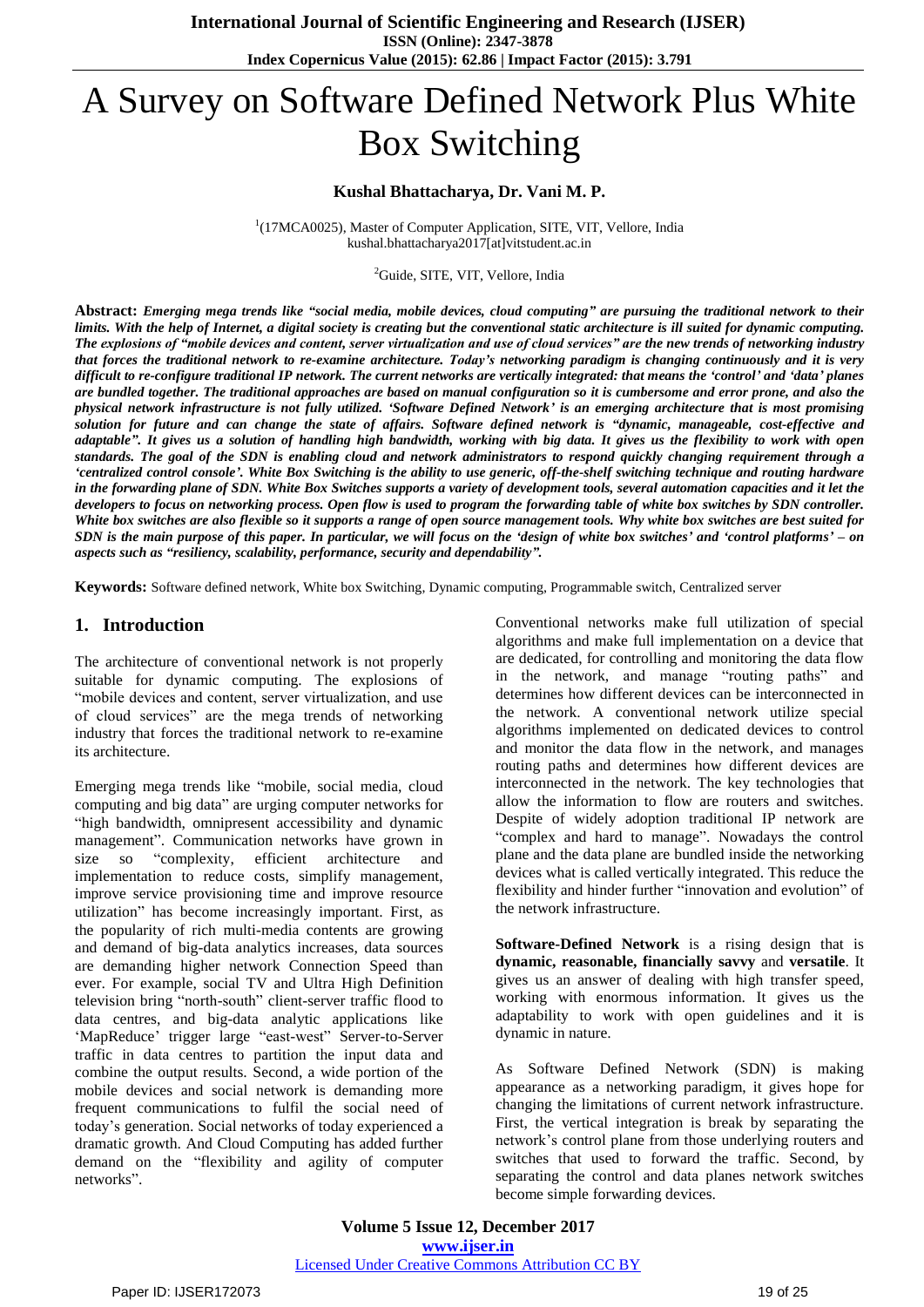# A Survey on Software Defined Network Plus White Box Switching

**Kushal Bhattacharya, Dr. Vani M. P.**

[1](17MCA0025), Master of Computer Application, SITE, VIT, Vellore, India
kushal.bhattacharya2017[at]vitstudent.ac.in

[2]Guide, SITE, VIT, Vellore, India

**Abstract:** ***Emerging mega trends like "social media, mobile devices, cloud computing" are pursuing the traditional network to their limits. With the help of Internet, a digital society is creating but the conventional static architecture is ill suited for dynamic computing. The explosions of "mobile devices and content, server virtualization and use of cloud services" are the new trends of networking industry that forces the traditional network to re-examine architecture. Today's networking paradigm is changing continuously and it is very difficult to re-configure traditional IP network. The current networks are vertically integrated: that means the 'control' and 'data' planes are bundled together. The traditional approaches are based on manual configuration so it is cumbersome and error prone, and also the physical network infrastructure is not fully utilized. 'Software Defined Network' is an emerging architecture that is most promising solution for future and can change the state of affairs. Software defined network is "dynamic, manageable, cost-effective and adaptable". It gives us a solution of handling high bandwidth, working with big data. It gives us the flexibility to work with open standards. The goal of the SDN is enabling cloud and network administrators to respond quickly changing requirement through a 'centralized control console'. White Box Switching is the ability to use generic, off-the-shelf switching technique and routing hardware in the forwarding plane of SDN. White Box Switches supports a variety of development tools, several automation capacities and it let the developers to focus on networking process. Open flow is used to program the forwarding table of white box switches by SDN controller. White box switches are also flexible so it supports a range of open source management tools. Why white box switches are best suited for SDN is the main purpose of this paper. In particular, we will focus on the 'design of white box switches' and 'control platforms' – on aspects such as "resiliency, scalability, performance, security and dependability".***

**Keywords:** Software defined network, White box Switching, Dynamic computing, Programmable switch, Centralized server

## 1. Introduction

The architecture of conventional network is not properly suitable for dynamic computing. The explosions of "mobile devices and content, server virtualization, and use of cloud services" are the mega trends of networking industry that forces the traditional network to re-examine its architecture.

Emerging mega trends like "mobile, social media, cloud computing and big data" are urging computer networks for "high bandwidth, omnipresent accessibility and dynamic management". Communication networks have grown in size so "complexity, efficient architecture and implementation to reduce costs, simplify management, improve service provisioning time and improve resource utilization" has become increasingly important. First, as the popularity of rich multi-media contents are growing and demand of big-data analytics increases, data sources are demanding higher network Connection Speed than ever. For example, social TV and Ultra High Definition television bring "north-south" client-server traffic flood to data centres, and big-data analytic applications like 'MapReduce' trigger large "east-west" Server-to-Server traffic in data centres to partition the input data and combine the output results. Second, a wide portion of the mobile devices and social network is demanding more frequent communications to fulfil the social need of today's generation. Social networks of today experienced a dramatic growth. And Cloud Computing has added further demand on the "flexibility and agility of computer networks".

Conventional networks make full utilization of special algorithms and make full implementation on a device that are dedicated, for controlling and monitoring the data flow in the network, and manage "routing paths" and determines how different devices can be interconnected in the network. A conventional network utilize special algorithms implemented on dedicated devices to control and monitor the data flow in the network, and manages routing paths and determines how different devices are interconnected in the network. The key technologies that allow the information to flow are routers and switches. Despite of widely adoption traditional IP network are "complex and hard to manage". Nowadays the control plane and the data plane are bundled inside the networking devices what is called vertically integrated. This reduce the flexibility and hinder further "innovation and evolution" of the network infrastructure.

**Software-Defined Network** is a rising design that is **dynamic, reasonable, financially savvy** and **versatile**. It gives us an answer of dealing with high transfer speed, working with enormous information. It gives us the adaptability to work with open guidelines and it is dynamic in nature.

As Software Defined Network (SDN) is making appearance as a networking paradigm, it gives hope for changing the limitations of current network infrastructure. First, the vertical integration is break by separating the network's control plane from those underlying routers and switches that used to forward the traffic. Second, by separating the control and data planes network switches become simple forwarding devices.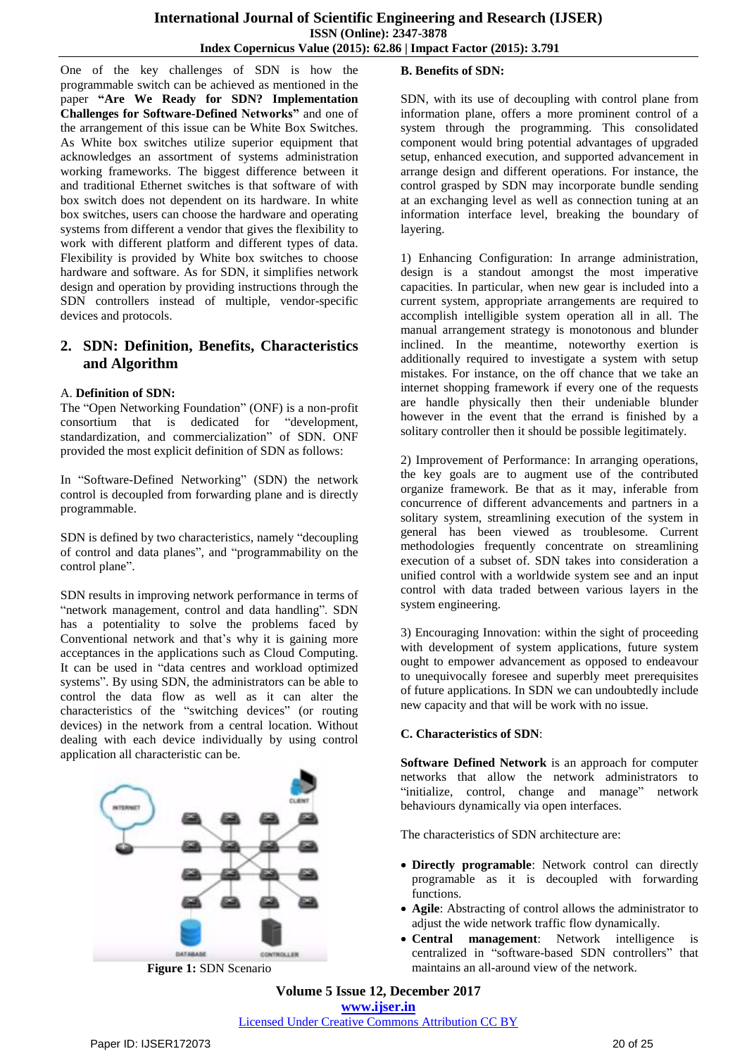One of the key challenges of SDN is how the programmable switch can be achieved as mentioned in the paper **"Are We Ready for SDN? Implementation Challenges for Software-Defined Networks"** and one of the arrangement of this issue can be White Box Switches. As White box switches utilize superior equipment that acknowledges an assortment of systems administration working frameworks. The biggest difference between it and traditional Ethernet switches is that software of with box switch does not dependent on its hardware. In white box switches, users can choose the hardware and operating systems from different a vendor that gives the flexibility to work with different platform and different types of data. Flexibility is provided by White box switches to choose hardware and software. As for SDN, it simplifies network design and operation by providing instructions through the SDN controllers instead of multiple, vendor-specific devices and protocols.

## 2. SDN: Definition, Benefits, Characteristics and Algorithm

### A. Definition of SDN:

The "Open Networking Foundation" (ONF) is a non-profit consortium that is dedicated for "development, standardization, and commercialization" of SDN. ONF provided the most explicit definition of SDN as follows:

In "Software-Defined Networking" (SDN) the network control is decoupled from forwarding plane and is directly programmable.

SDN is defined by two characteristics, namely "decoupling of control and data planes", and "programmability on the control plane".

SDN results in improving network performance in terms of "network management, control and data handling". SDN has a potentiality to solve the problems faced by Conventional network and that's why it is gaining more acceptances in the applications such as Cloud Computing. It can be used in "data centres and workload optimized systems". By using SDN, the administrators can be able to control the data flow as well as it can alter the characteristics of the "switching devices" (or routing devices) in the network from a central location. Without dealing with each device individually by using control application all characteristic can be.

**Figure 1:** SDN Scenario

### B. Benefits of SDN:

SDN, with its use of decoupling with control plane from information plane, offers a more prominent control of a system through the programming. This consolidated component would bring potential advantages of upgraded setup, enhanced execution, and supported advancement in arrange design and different operations. For instance, the control grasped by SDN may incorporate bundle sending at an exchanging level as well as connection tuning at an information interface level, breaking the boundary of layering.

1) Enhancing Configuration: In arrange administration, design is a standout amongst the most imperative capacities. In particular, when new gear is included into a current system, appropriate arrangements are required to accomplish intelligible system operation all in all. The manual arrangement strategy is monotonous and blunder inclined. In the meantime, noteworthy exertion is additionally required to investigate a system with setup mistakes. For instance, on the off chance that we take an internet shopping framework if every one of the requests are handle physically then their undeniable blunder however in the event that the errand is finished by a solitary controller then it should be possible legitimately.

2) Improvement of Performance: In arranging operations, the key goals are to augment use of the contributed organize framework. Be that as it may, inferable from concurrence of different advancements and partners in a solitary system, streamlining execution of the system in general has been viewed as troublesome. Current methodologies frequently concentrate on streamlining execution of a subset of. SDN takes into consideration a unified control with a worldwide system see and an input control with data traded between various layers in the system engineering.

3) Encouraging Innovation: within the sight of proceeding with development of system applications, future system ought to empower advancement as opposed to endeavour to unequivocally foresee and superbly meet prerequisites of future applications. In SDN we can undoubtedly include new capacity and that will be work with no issue.

### C. Characteristics of SDN:

**Software Defined Network** is an approach for computer networks that allow the network administrators to "initialize, control, change and manage" network behaviours dynamically via open interfaces.

The characteristics of SDN architecture are:

- **Directly programable**: Network control can directly programable as it is decoupled with forwarding functions.
- **Agile**: Abstracting of control allows the administrator to adjust the wide network traffic flow dynamically.
- **Central management**: Network intelligence is centralized in "software-based SDN controllers" that maintains an all-around view of the network.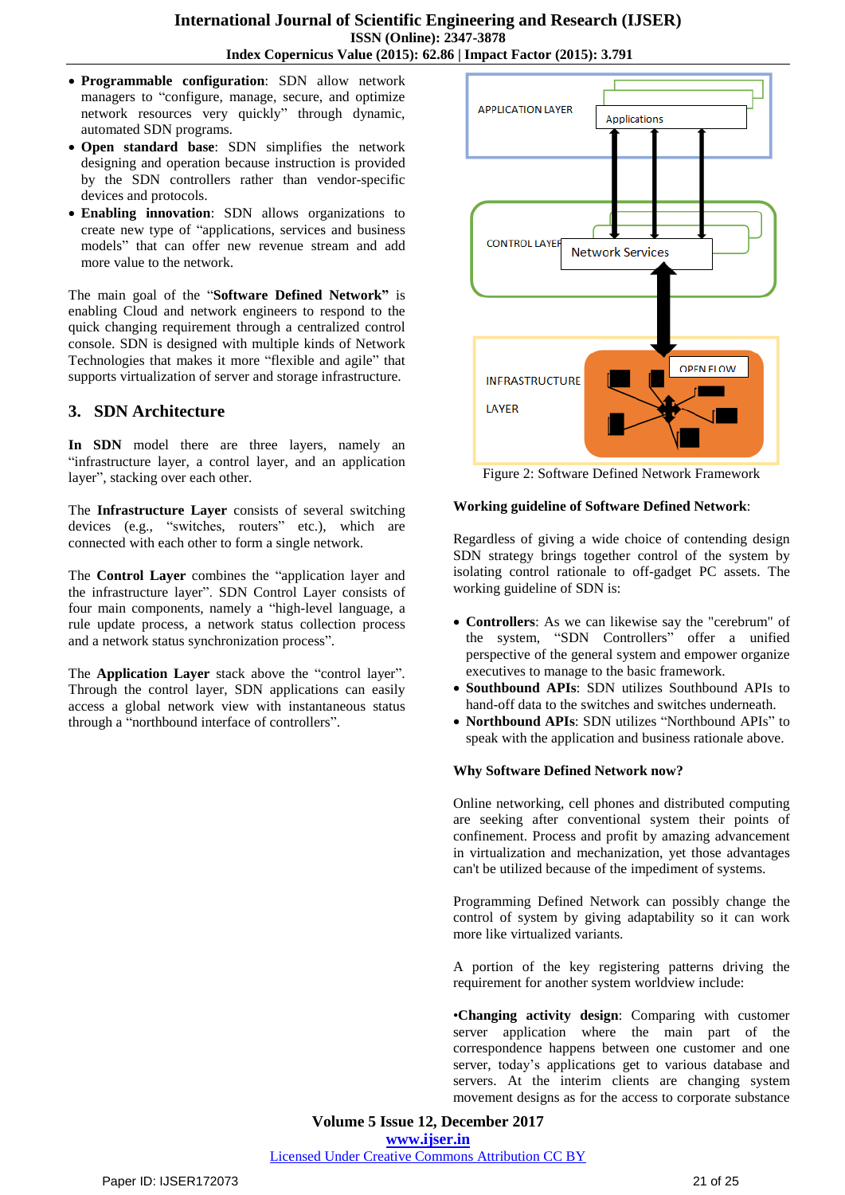- **Programmable configuration**: SDN allow network managers to "configure, manage, secure, and optimize network resources very quickly" through dynamic, automated SDN programs.
- **Open standard base**: SDN simplifies the network designing and operation because instruction is provided by the SDN controllers rather than vendor-specific devices and protocols.
- **Enabling innovation**: SDN allows organizations to create new type of "applications, services and business models" that can offer new revenue stream and add more value to the network.

The main goal of the "**Software Defined Network"** is enabling Cloud and network engineers to respond to the quick changing requirement through a centralized control console. SDN is designed with multiple kinds of Network Technologies that makes it more "flexible and agile" that supports virtualization of server and storage infrastructure.

## 3. SDN Architecture

**In SDN** model there are three layers, namely an "infrastructure layer, a control layer, and an application layer", stacking over each other.

The **Infrastructure Layer** consists of several switching devices (e.g., "switches, routers" etc.), which are connected with each other to form a single network.

The **Control Layer** combines the "application layer and the infrastructure layer". SDN Control Layer consists of four main components, namely a "high-level language, a rule update process, a network status collection process and a network status synchronization process".

The **Application Layer** stack above the "control layer". Through the control layer, SDN applications can easily access a global network view with instantaneous status through a "northbound interface of controllers".

Figure 2: Software Defined Network Framework

**Working guideline of Software Defined Network**:

Regardless of giving a wide choice of contending design SDN strategy brings together control of the system by isolating control rationale to off-gadget PC assets. The working guideline of SDN is:

- **Controllers**: As we can likewise say the "cerebrum" of the system, "SDN Controllers" offer a unified perspective of the general system and empower organize executives to manage to the basic framework.
- **Southbound APIs**: SDN utilizes Southbound APIs to hand-off data to the switches and switches underneath.
- **Northbound APIs**: SDN utilizes "Northbound APIs" to speak with the application and business rationale above.

**Why Software Defined Network now?**

Online networking, cell phones and distributed computing are seeking after conventional system their points of confinement. Process and profit by amazing advancement in virtualization and mechanization, yet those advantages can't be utilized because of the impediment of systems.

Programming Defined Network can possibly change the control of system by giving adaptability so it can work more like virtualized variants.

A portion of the key registering patterns driving the requirement for another system worldview include:

•**Changing activity design**: Comparing with customer server application where the main part of the correspondence happens between one customer and one server, today's applications get to various database and servers. At the interim clients are changing system movement designs as for the access to corporate substance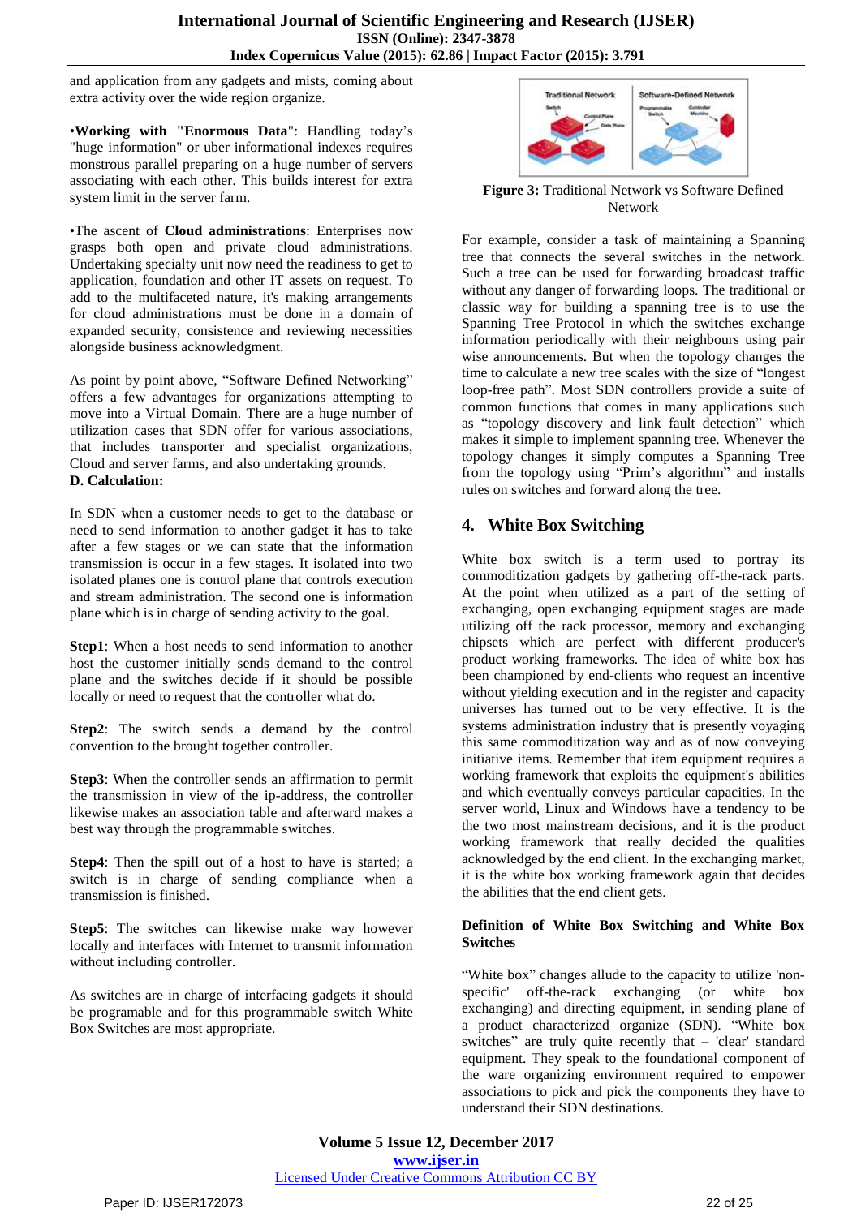and application from any gadgets and mists, coming about extra activity over the wide region organize.

•**Working with "Enormous Data**": Handling today's "huge information" or uber informational indexes requires monstrous parallel preparing on a huge number of servers associating with each other. This builds interest for extra system limit in the server farm.

•The ascent of **Cloud administrations**: Enterprises now grasps both open and private cloud administrations. Undertaking specialty unit now need the readiness to get to application, foundation and other IT assets on request. To add to the multifaceted nature, it's making arrangements for cloud administrations must be done in a domain of expanded security, consistence and reviewing necessities alongside business acknowledgment.

As point by point above, "Software Defined Networking" offers a few advantages for organizations attempting to move into a Virtual Domain. There are a huge number of utilization cases that SDN offer for various associations, that includes transporter and specialist organizations, Cloud and server farms, and also undertaking grounds.

**D. Calculation:**

In SDN when a customer needs to get to the database or need to send information to another gadget it has to take after a few stages or we can state that the information transmission is occur in a few stages. It isolated into two isolated planes one is control plane that controls execution and stream administration. The second one is information plane which is in charge of sending activity to the goal.

**Step1**: When a host needs to send information to another host the customer initially sends demand to the control plane and the switches decide if it should be possible locally or need to request that the controller what do.

**Step2**: The switch sends a demand by the control convention to the brought together controller.

**Step3**: When the controller sends an affirmation to permit the transmission in view of the ip-address, the controller likewise makes an association table and afterward makes a best way through the programmable switches.

**Step4**: Then the spill out of a host to have is started; a switch is in charge of sending compliance when a transmission is finished.

**Step5**: The switches can likewise make way however locally and interfaces with Internet to transmit information without including controller.

As switches are in charge of interfacing gadgets it should be programable and for this programmable switch White Box Switches are most appropriate.

**Figure 3:** Traditional Network vs Software Defined Network

For example, consider a task of maintaining a Spanning tree that connects the several switches in the network. Such a tree can be used for forwarding broadcast traffic without any danger of forwarding loops. The traditional or classic way for building a spanning tree is to use the Spanning Tree Protocol in which the switches exchange information periodically with their neighbours using pair wise announcements. But when the topology changes the time to calculate a new tree scales with the size of "longest loop-free path". Most SDN controllers provide a suite of common functions that comes in many applications such as "topology discovery and link fault detection" which makes it simple to implement spanning tree. Whenever the topology changes it simply computes a Spanning Tree from the topology using "Prim's algorithm" and installs rules on switches and forward along the tree.

## 4. White Box Switching

White box switch is a term used to portray its commoditization gadgets by gathering off-the-rack parts. At the point when utilized as a part of the setting of exchanging, open exchanging equipment stages are made utilizing off the rack processor, memory and exchanging chipsets which are perfect with different producer's product working frameworks. The idea of white box has been championed by end-clients who request an incentive without yielding execution and in the register and capacity universes has turned out to be very effective. It is the systems administration industry that is presently voyaging this same commoditization way and as of now conveying initiative items. Remember that item equipment requires a working framework that exploits the equipment's abilities and which eventually conveys particular capacities. In the server world, Linux and Windows have a tendency to be the two most mainstream decisions, and it is the product working framework that really decided the qualities acknowledged by the end client. In the exchanging market, it is the white box working framework again that decides the abilities that the end client gets.

### Definition of White Box Switching and White Box Switches

"White box" changes allude to the capacity to utilize 'non-specific' off-the-rack exchanging (or white box exchanging) and directing equipment, in sending plane of a product characterized organize (SDN). "White box switches" are truly quite recently that – 'clear' standard equipment. They speak to the foundational component of the ware organizing environment required to empower associations to pick and pick the components they have to understand their SDN destinations.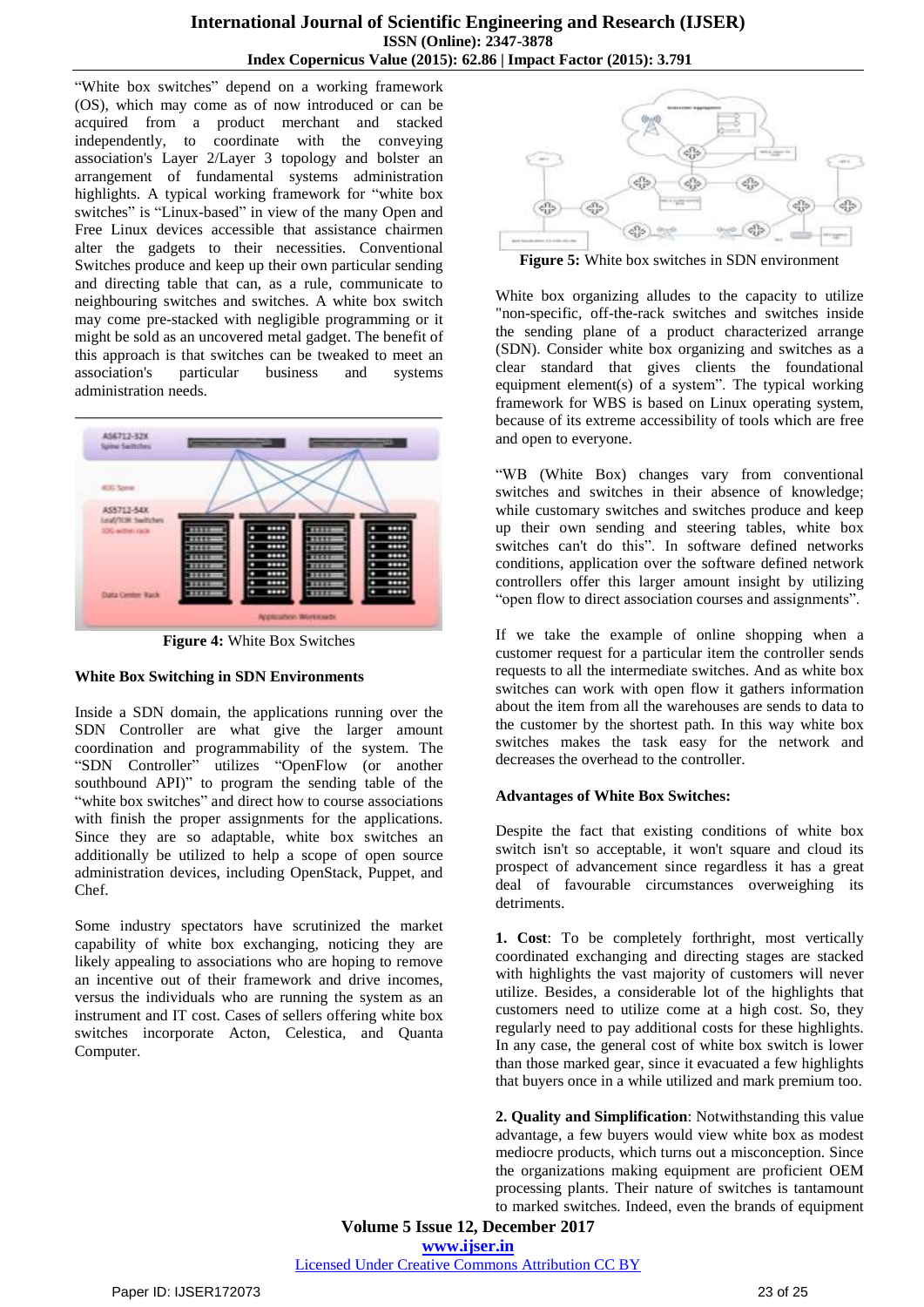"White box switches" depend on a working framework (OS), which may come as of now introduced or can be acquired from a product merchant and stacked independently, to coordinate with the conveying association's Layer 2/Layer 3 topology and bolster an arrangement of fundamental systems administration highlights. A typical working framework for "white box switches" is "Linux-based" in view of the many Open and Free Linux devices accessible that assistance chairmen alter the gadgets to their necessities. Conventional Switches produce and keep up their own particular sending and directing table that can, as a rule, communicate to neighbouring switches and switches. A white box switch may come pre-stacked with negligible programming or it might be sold as an uncovered metal gadget. The benefit of this approach is that switches can be tweaked to meet an association's particular business and systems administration needs.

**Figure 4:** White Box Switches

### White Box Switching in SDN Environments

Inside a SDN domain, the applications running over the SDN Controller are what give the larger amount coordination and programmability of the system. The "SDN Controller" utilizes "OpenFlow (or another southbound API)" to program the sending table of the "white box switches" and direct how to course associations with finish the proper assignments for the applications. Since they are so adaptable, white box switches an additionally be utilized to help a scope of open source administration devices, including OpenStack, Puppet, and Chef.

Some industry spectators have scrutinized the market capability of white box exchanging, noticing they are likely appealing to associations who are hoping to remove an incentive out of their framework and drive incomes, versus the individuals who are running the system as an instrument and IT cost. Cases of sellers offering white box switches incorporate Acton, Celestica, and Quanta Computer.

**Figure 5:** White box switches in SDN environment

White box organizing alludes to the capacity to utilize "non-specific, off-the-rack switches and switches inside the sending plane of a product characterized arrange (SDN). Consider white box organizing and switches as a clear standard that gives clients the foundational equipment element(s) of a system". The typical working framework for WBS is based on Linux operating system, because of its extreme accessibility of tools which are free and open to everyone.

"WB (White Box) changes vary from conventional switches and switches in their absence of knowledge; while customary switches and switches produce and keep up their own sending and steering tables, white box switches can't do this". In software defined networks conditions, application over the software defined network controllers offer this larger amount insight by utilizing "open flow to direct association courses and assignments".

If we take the example of online shopping when a customer request for a particular item the controller sends requests to all the intermediate switches. And as white box switches can work with open flow it gathers information about the item from all the warehouses are sends to data to the customer by the shortest path. In this way white box switches makes the task easy for the network and decreases the overhead to the controller.

### Advantages of White Box Switches:

Despite the fact that existing conditions of white box switch isn't so acceptable, it won't square and cloud its prospect of advancement since regardless it has a great deal of favourable circumstances overweighing its detriments.

**1. Cost**: To be completely forthright, most vertically coordinated exchanging and directing stages are stacked with highlights the vast majority of customers will never utilize. Besides, a considerable lot of the highlights that customers need to utilize come at a high cost. So, they regularly need to pay additional costs for these highlights. In any case, the general cost of white box switch is lower than those marked gear, since it evacuated a few highlights that buyers once in a while utilized and mark premium too.

**2. Quality and Simplification**: Notwithstanding this value advantage, a few buyers would view white box as modest mediocre products, which turns out a misconception. Since the organizations making equipment are proficient OEM processing plants. Their nature of switches is tantamount to marked switches. Indeed, even the brands of equipment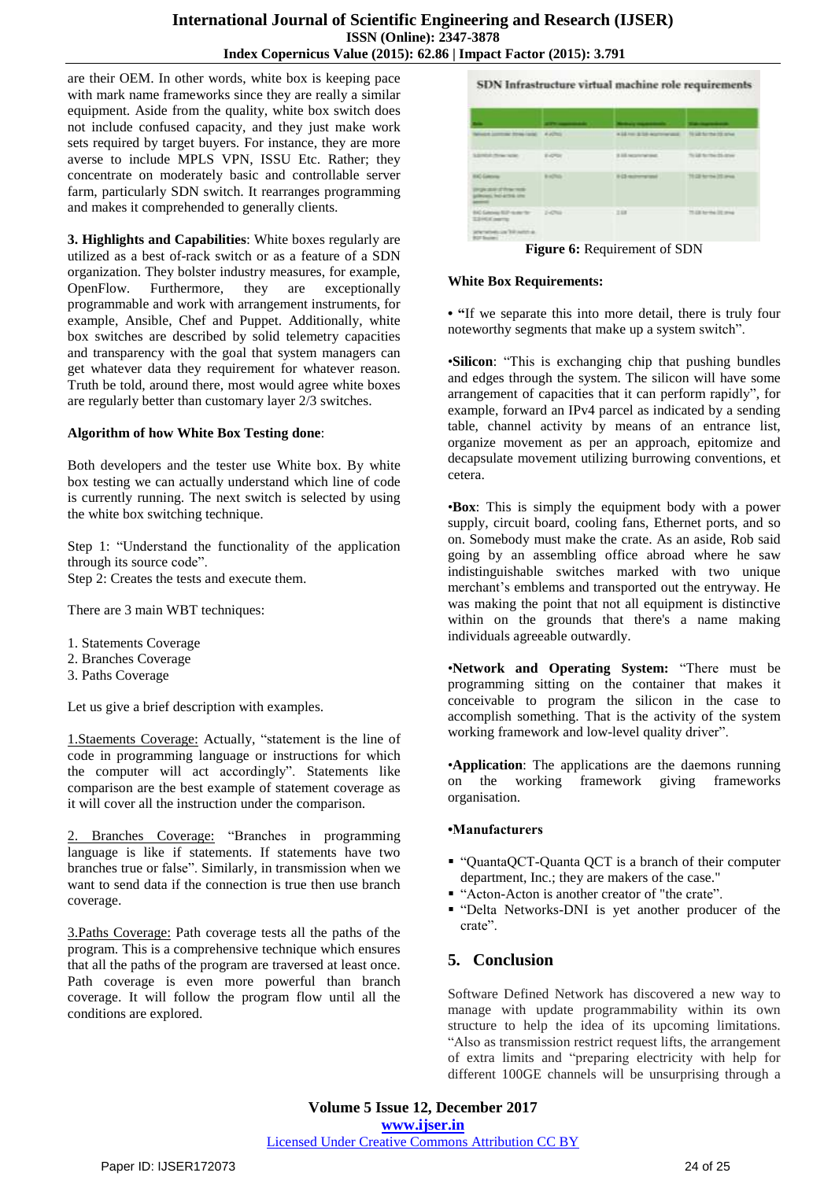are their OEM. In other words, white box is keeping pace with mark name frameworks since they are really a similar equipment. Aside from the quality, white box switch does not include confused capacity, and they just make work sets required by target buyers. For instance, they are more averse to include MPLS VPN, ISSU Etc. Rather; they concentrate on moderately basic and controllable server farm, particularly SDN switch. It rearranges programming and makes it comprehended to generally clients.

**3. Highlights and Capabilities**: White boxes regularly are utilized as a best of-rack switch or as a feature of a SDN organization. They bolster industry measures, for example, OpenFlow. Furthermore, they are exceptionally programmable and work with arrangement instruments, for example, Ansible, Chef and Puppet. Additionally, white box switches are described by solid telemetry capacities and transparency with the goal that system managers can get whatever data they requirement for whatever reason. Truth be told, around there, most would agree white boxes are regularly better than customary layer 2/3 switches.

**Algorithm of how White Box Testing done**:

Both developers and the tester use White box. By white box testing we can actually understand which line of code is currently running. The next switch is selected by using the white box switching technique.

Step 1: "Understand the functionality of the application through its source code".
Step 2: Creates the tests and execute them.

There are 3 main WBT techniques:

1. Statements Coverage
2. Branches Coverage
3. Paths Coverage

Let us give a brief description with examples.

1.Staements Coverage: Actually, "statement is the line of code in programming language or instructions for which the computer will act accordingly". Statements like comparison are the best example of statement coverage as it will cover all the instruction under the comparison.

2. Branches Coverage: "Branches in programming language is like if statements. If statements have two branches true or false". Similarly, in transmission when we want to send data if the connection is true then use branch coverage.

3.Paths Coverage: Path coverage tests all the paths of the program. This is a comprehensive technique which ensures that all the paths of the program are traversed at least once. Path coverage is even more powerful than branch coverage. It will follow the program flow until all the conditions are explored.

**SDN Infrastructure virtual machine role requirements**

Figure 6: Requirement of SDN

**White Box Requirements:**

• "If we separate this into more detail, there is truly four noteworthy segments that make up a system switch".

•**Silicon**: "This is exchanging chip that pushing bundles and edges through the system. The silicon will have some arrangement of capacities that it can perform rapidly", for example, forward an IPv4 parcel as indicated by a sending table, channel activity by means of an entrance list, organize movement as per an approach, epitomize and decapsulate movement utilizing burrowing conventions, et cetera.

•**Box**: This is simply the equipment body with a power supply, circuit board, cooling fans, Ethernet ports, and so on. Somebody must make the crate. As an aside, Rob said going by an assembling office abroad where he saw indistinguishable switches marked with two unique merchant's emblems and transported out the entryway. He was making the point that not all equipment is distinctive within on the grounds that there's a name making individuals agreeable outwardly.

•**Network and Operating System:** "There must be programming sitting on the container that makes it conceivable to program the silicon in the case to accomplish something. That is the activity of the system working framework and low-level quality driver".

•**Application**: The applications are the daemons running on the working framework giving frameworks organisation.

**•Manufacturers**

- "QuantaQCT-Quanta QCT is a branch of their computer department, Inc.; they are makers of the case."
- "Acton-Acton is another creator of "the crate".
- "Delta Networks-DNI is yet another producer of the crate".

## 5. Conclusion

Software Defined Network has discovered a new way to manage with update programmability within its own structure to help the idea of its upcoming limitations. "Also as transmission restrict request lifts, the arrangement of extra limits and "preparing electricity with help for different 100GE channels will be unsurprising through a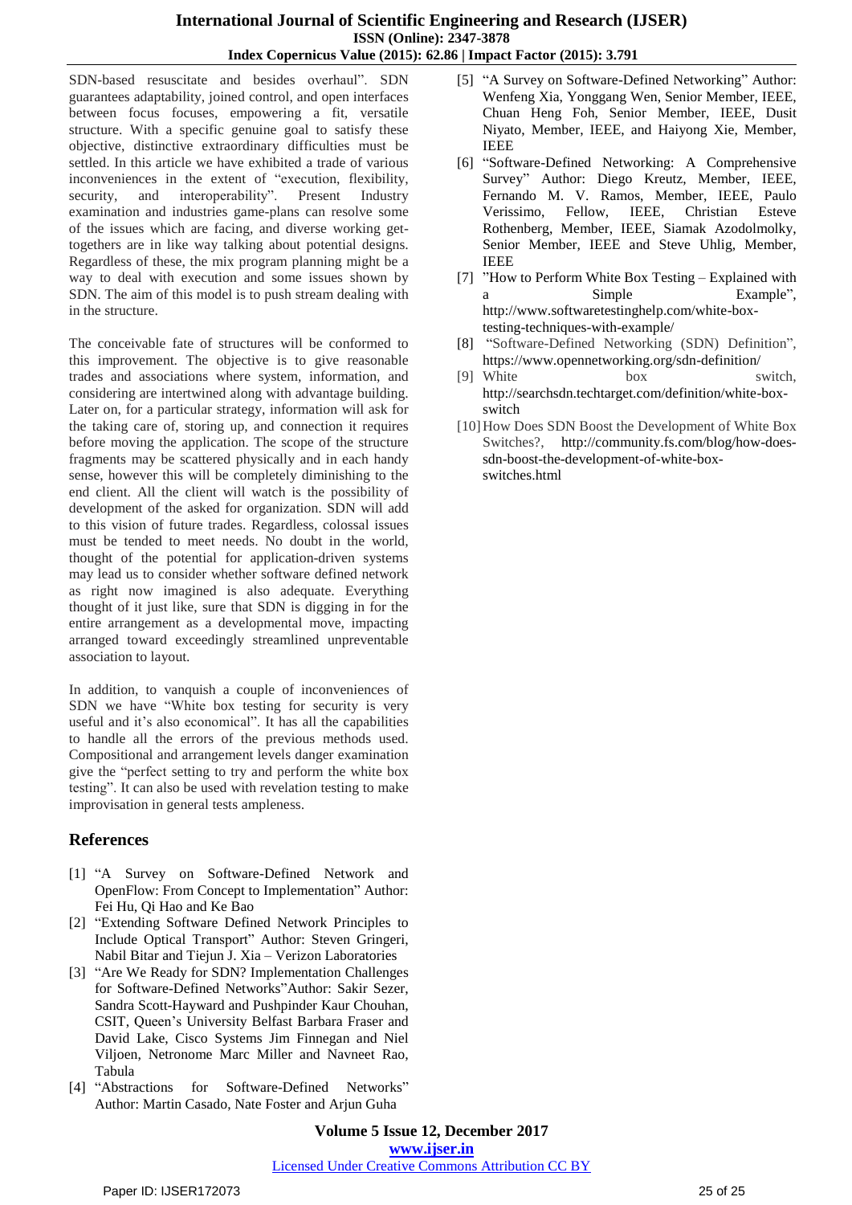SDN-based resuscitate and besides overhaul". SDN guarantees adaptability, joined control, and open interfaces between focus focuses, empowering a fit, versatile structure. With a specific genuine goal to satisfy these objective, distinctive extraordinary difficulties must be settled. In this article we have exhibited a trade of various inconveniences in the extent of "execution, flexibility, security, and interoperability". Present Industry examination and industries game-plans can resolve some of the issues which are facing, and diverse working get-togethers are in like way talking about potential designs. Regardless of these, the mix program planning might be a way to deal with execution and some issues shown by SDN. The aim of this model is to push stream dealing with in the structure.

The conceivable fate of structures will be conformed to this improvement. The objective is to give reasonable trades and associations where system, information, and considering are intertwined along with advantage building. Later on, for a particular strategy, information will ask for the taking care of, storing up, and connection it requires before moving the application. The scope of the structure fragments may be scattered physically and in each handy sense, however this will be completely diminishing to the end client. All the client will watch is the possibility of development of the asked for organization. SDN will add to this vision of future trades. Regardless, colossal issues must be tended to meet needs. No doubt in the world, thought of the potential for application-driven systems may lead us to consider whether software defined network as right now imagined is also adequate. Everything thought of it just like, sure that SDN is digging in for the entire arrangement as a developmental move, impacting arranged toward exceedingly streamlined unpreventable association to layout.

In addition, to vanquish a couple of inconveniences of SDN we have "White box testing for security is very useful and it's also economical". It has all the capabilities to handle all the errors of the previous methods used. Compositional and arrangement levels danger examination give the "perfect setting to try and perform the white box testing". It can also be used with revelation testing to make improvisation in general tests ampleness.

## References

[1] "A Survey on Software-Defined Network and OpenFlow: From Concept to Implementation" Author: Fei Hu, Qi Hao and Ke Bao

[2] "Extending Software Defined Network Principles to Include Optical Transport" Author: Steven Gringeri, Nabil Bitar and Tiejun J. Xia – Verizon Laboratories

[3] "Are We Ready for SDN? Implementation Challenges for Software-Defined Networks"Author: Sakir Sezer, Sandra Scott-Hayward and Pushpinder Kaur Chouhan, CSIT, Queen's University Belfast Barbara Fraser and David Lake, Cisco Systems Jim Finnegan and Niel Viljoen, Netronome Marc Miller and Navneet Rao, Tabula

[4] "Abstractions for Software-Defined Networks" Author: Martin Casado, Nate Foster and Arjun Guha

[5] "A Survey on Software-Defined Networking" Author: Wenfeng Xia, Yonggang Wen, Senior Member, IEEE, Chuan Heng Foh, Senior Member, IEEE, Dusit Niyato, Member, IEEE, and Haiyong Xie, Member, IEEE

[6] "Software-Defined Networking: A Comprehensive Survey" Author: Diego Kreutz, Member, IEEE, Fernando M. V. Ramos, Member, IEEE, Paulo Verissimo, Fellow, IEEE, Christian Esteve Rothenberg, Member, IEEE, Siamak Azodolmolky, Senior Member, IEEE and Steve Uhlig, Member, IEEE

[7] "How to Perform White Box Testing – Explained with a Simple Example", http://www.softwaretestinghelp.com/white-box-testing-techniques-with-example/

[8] "Software-Defined Networking (SDN) Definition", https://www.opennetworking.org/sdn-definition/

[9] White box switch, http://searchsdn.techtarget.com/definition/white-box-switch

[10] How Does SDN Boost the Development of White Box Switches?, http://community.fs.com/blog/how-does-sdn-boost-the-development-of-white-box-switches.html